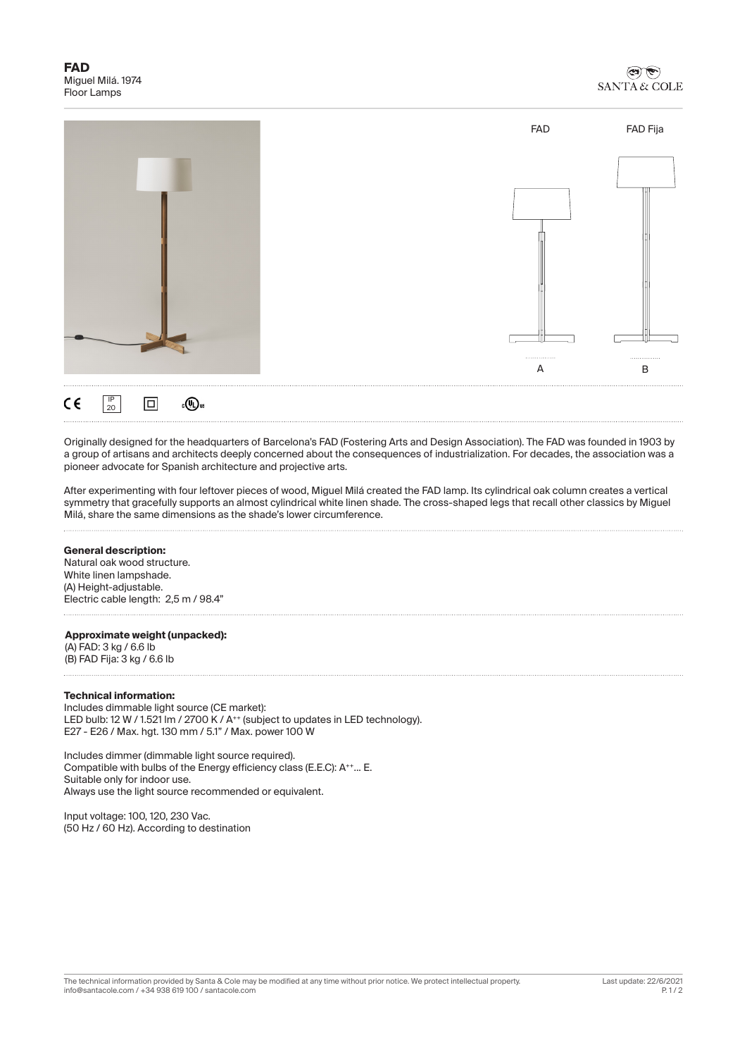# FAD

Miguel Milá. 1974
Floor Lamps

SANTA & COLE

FAD | FAD Fija

A | B

CE | IP 20 | ◻ | cULus

Originally designed for the headquarters of Barcelona's FAD (Fostering Arts and Design Association). The FAD was founded in 1903 by a group of artisans and architects deeply concerned about the consequences of industrialization. For decades, the association was a pioneer advocate for Spanish architecture and projective arts.

After experimenting with four leftover pieces of wood, Miguel Milá created the FAD lamp. Its cylindrical oak column creates a vertical symmetry that gracefully supports an almost cylindrical white linen shade. The cross-shaped legs that recall other classics by Miguel Milá, share the same dimensions as the shade's lower circumference.

**General description:**
Natural oak wood structure.
White linen lampshade.
(A) Height-adjustable.
Electric cable length: 2,5 m / 98.4"

**Approximate weight (unpacked):**
(A) FAD: 3 kg / 6.6 lb
(B) FAD Fija: 3 kg / 6.6 lb

**Technical information:**
Includes dimmable light source (CE market):
LED bulb: 12 W / 1.521 lm / 2700 K / A++ (subject to updates in LED technology).
E27 - E26 / Max. hgt. 130 mm / 5.1" / Max. power 100 W

Includes dimmer (dimmable light source required).
Compatible with bulbs of the Energy efficiency class (E.E.C): A++... E.
Suitable only for indoor use.
Always use the light source recommended or equivalent.

Input voltage: 100, 120, 230 Vac.
(50 Hz / 60 Hz). According to destination

The technical information provided by Santa & Cole may be modified at any time without prior notice. We protect intellectual property.
info@santacole.com / +34 938 619 100 / santacole.com

Last update: 22/6/2021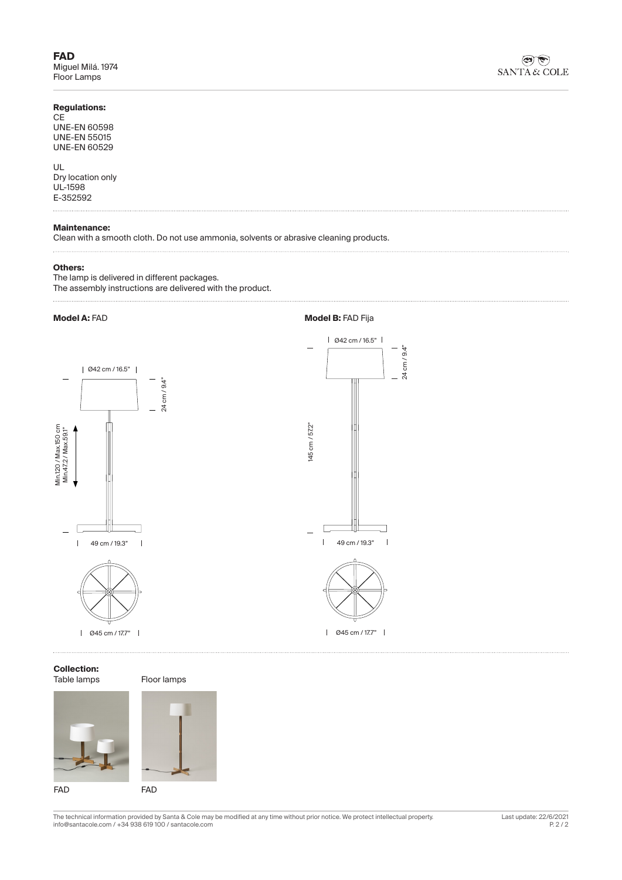**FAD**
Miguel Milá. 1974
Floor Lamps

SANTA & COLE

**Regulations:**

CE
UNE-EN 60598
UNE-EN 55015
UNE-EN 60529

UL
Dry location only
UL-1598
E-352592

**Maintenance:**
Clean with a smooth cloth. Do not use ammonia, solvents or abrasive cleaning products.

**Others:**
The lamp is delivered in different packages.
The assembly instructions are delivered with the product.

**Model A:** FAD

Ø42 cm / 16.5"
24 cm / 9.4"
Min.120 / Max.150 cm
Min.47.2 / Max.59.1"
49 cm / 19.3"
Ø45 cm / 17.7"

**Model B:** FAD Fija

Ø42 cm / 16.5"
24 cm / 9.4"
145 cm / 57.2"
49 cm / 19.3"
Ø45 cm / 17.7"

**Collection:**

Table lamps

FAD

Floor lamps

FAD

The technical information provided by Santa & Cole may be modified at any time without prior notice. We protect intellectual property.
info@santacole.com / +34 938 619 100 / santacole.com

Last update: 22/6/2021